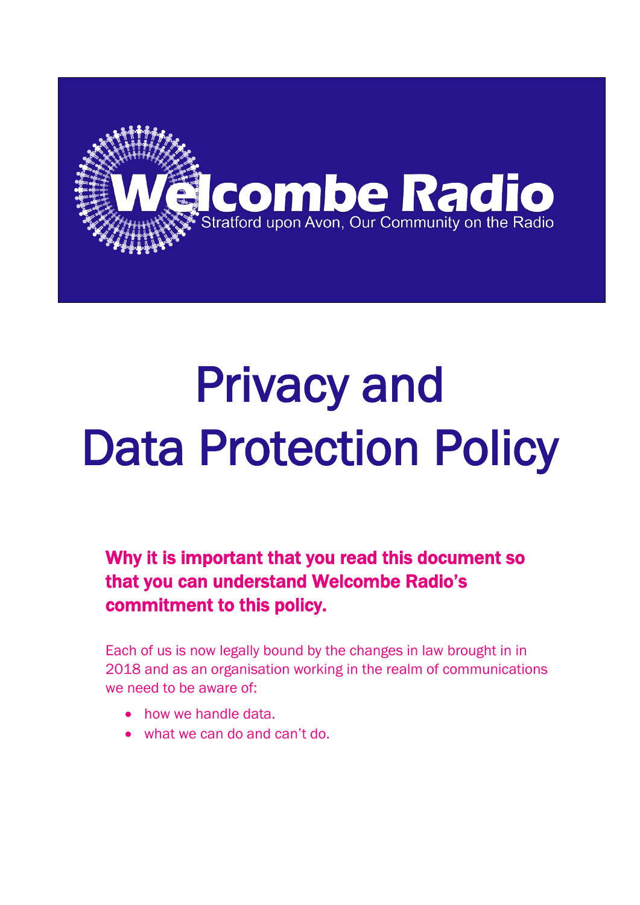Welcombe Radio

Stratford upon Avon, Our Community on the Radio

# Privacy and Data Protection Policy

## Why it is important that you read this document so that you can understand Welcombe Radio's commitment to this policy.

Each of us is now legally bound by the changes in law brought in in 2018 and as an organisation working in the realm of communications we need to be aware of:

- how we handle data.
- what we can do and can't do.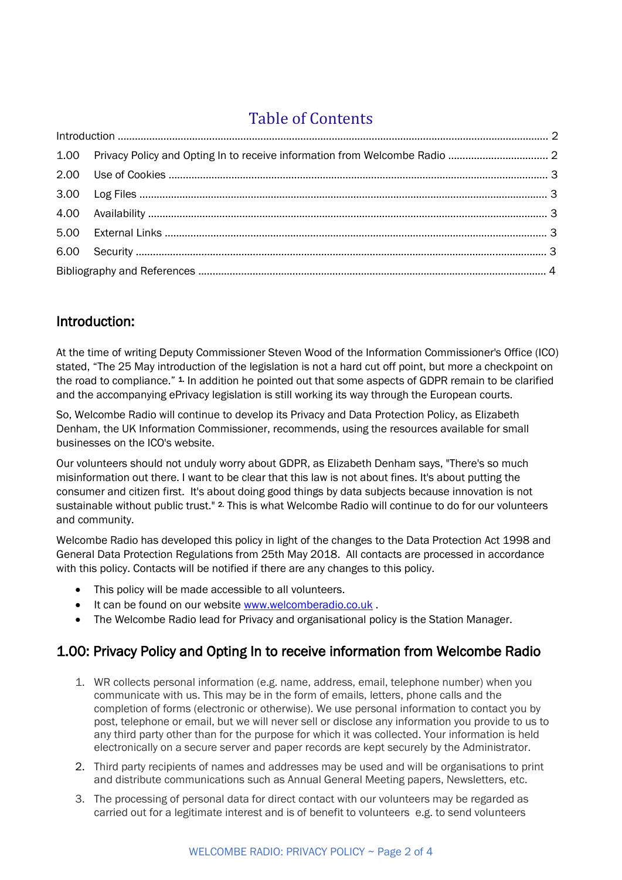# Table of Contents

Introduction ........................................................................................................................................... 2

1.00 Privacy Policy and Opting In to receive information from Welcombe Radio .................................. 2

2.00 Use of Cookies .................................................................................................................................. 3

3.00 Log Files ............................................................................................................................................ 3

4.00 Availability ......................................................................................................................................... 3

5.00 External Links ................................................................................................................................... 3

6.00 Security .............................................................................................................................................. 3

Bibliography and References ............................................................................................................... 4

## Introduction:

At the time of writing Deputy Commissioner Steven Wood of the Information Commissioner's Office (ICO) stated, "The 25 May introduction of the legislation is not a hard cut off point, but more a checkpoint on the road to compliance." [1.] In addition he pointed out that some aspects of GDPR remain to be clarified and the accompanying ePrivacy legislation is still working its way through the European courts.

So, Welcombe Radio will continue to develop its Privacy and Data Protection Policy, as Elizabeth Denham, the UK Information Commissioner, recommends, using the resources available for small businesses on the ICO's website.

Our volunteers should not unduly worry about GDPR, as Elizabeth Denham says, "There's so much misinformation out there. I want to be clear that this law is not about fines. It's about putting the consumer and citizen first. It's about doing good things by data subjects because innovation is not sustainable without public trust." [2.] This is what Welcombe Radio will continue to do for our volunteers and community.

Welcombe Radio has developed this policy in light of the changes to the Data Protection Act 1998 and General Data Protection Regulations from 25th May 2018. All contacts are processed in accordance with this policy. Contacts will be notified if there are any changes to this policy.

- This policy will be made accessible to all volunteers.
- It can be found on our website [www.welcomberadio.co.uk](www.welcomberadio.co.uk) .
- The Welcombe Radio lead for Privacy and organisational policy is the Station Manager.

## 1.00: Privacy Policy and Opting In to receive information from Welcombe Radio

1. WR collects personal information (e.g. name, address, email, telephone number) when you communicate with us. This may be in the form of emails, letters, phone calls and the completion of forms (electronic or otherwise). We use personal information to contact you by post, telephone or email, but we will never sell or disclose any information you provide to us to any third party other than for the purpose for which it was collected. Your information is held electronically on a secure server and paper records are kept securely by the Administrator.
2. Third party recipients of names and addresses may be used and will be organisations to print and distribute communications such as Annual General Meeting papers, Newsletters, etc.
3. The processing of personal data for direct contact with our volunteers may be regarded as carried out for a legitimate interest and is of benefit to volunteers e.g. to send volunteers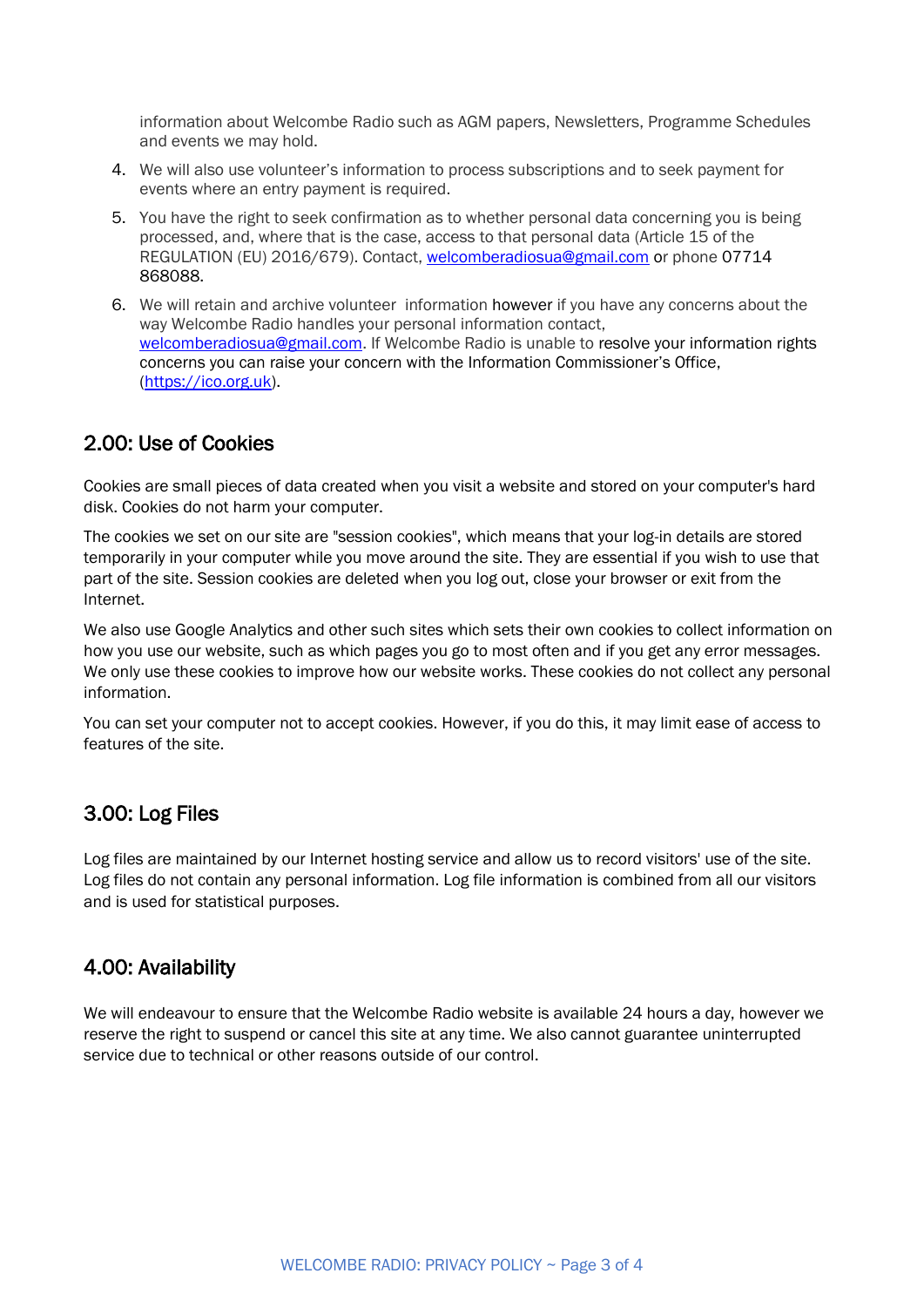information about Welcombe Radio such as AGM papers, Newsletters, Programme Schedules and events we may hold.

4. We will also use volunteer's information to process subscriptions and to seek payment for events where an entry payment is required.
5. You have the right to seek confirmation as to whether personal data concerning you is being processed, and, where that is the case, access to that personal data (Article 15 of the REGULATION (EU) 2016/679). Contact, welcomberadiosua@gmail.com or phone 07714 868088.
6. We will retain and archive volunteer information however if you have any concerns about the way Welcombe Radio handles your personal information contact, welcomberadiosua@gmail.com. If Welcombe Radio is unable to resolve your information rights concerns you can raise your concern with the Information Commissioner's Office, (https://ico.org.uk).

## 2.00: Use of Cookies

Cookies are small pieces of data created when you visit a website and stored on your computer's hard disk. Cookies do not harm your computer.

The cookies we set on our site are "session cookies", which means that your log-in details are stored temporarily in your computer while you move around the site. They are essential if you wish to use that part of the site. Session cookies are deleted when you log out, close your browser or exit from the Internet.

We also use Google Analytics and other such sites which sets their own cookies to collect information on how you use our website, such as which pages you go to most often and if you get any error messages. We only use these cookies to improve how our website works. These cookies do not collect any personal information.

You can set your computer not to accept cookies. However, if you do this, it may limit ease of access to features of the site.

## 3.00: Log Files

Log files are maintained by our Internet hosting service and allow us to record visitors' use of the site. Log files do not contain any personal information. Log file information is combined from all our visitors and is used for statistical purposes.

## 4.00: Availability

We will endeavour to ensure that the Welcombe Radio website is available 24 hours a day, however we reserve the right to suspend or cancel this site at any time. We also cannot guarantee uninterrupted service due to technical or other reasons outside of our control.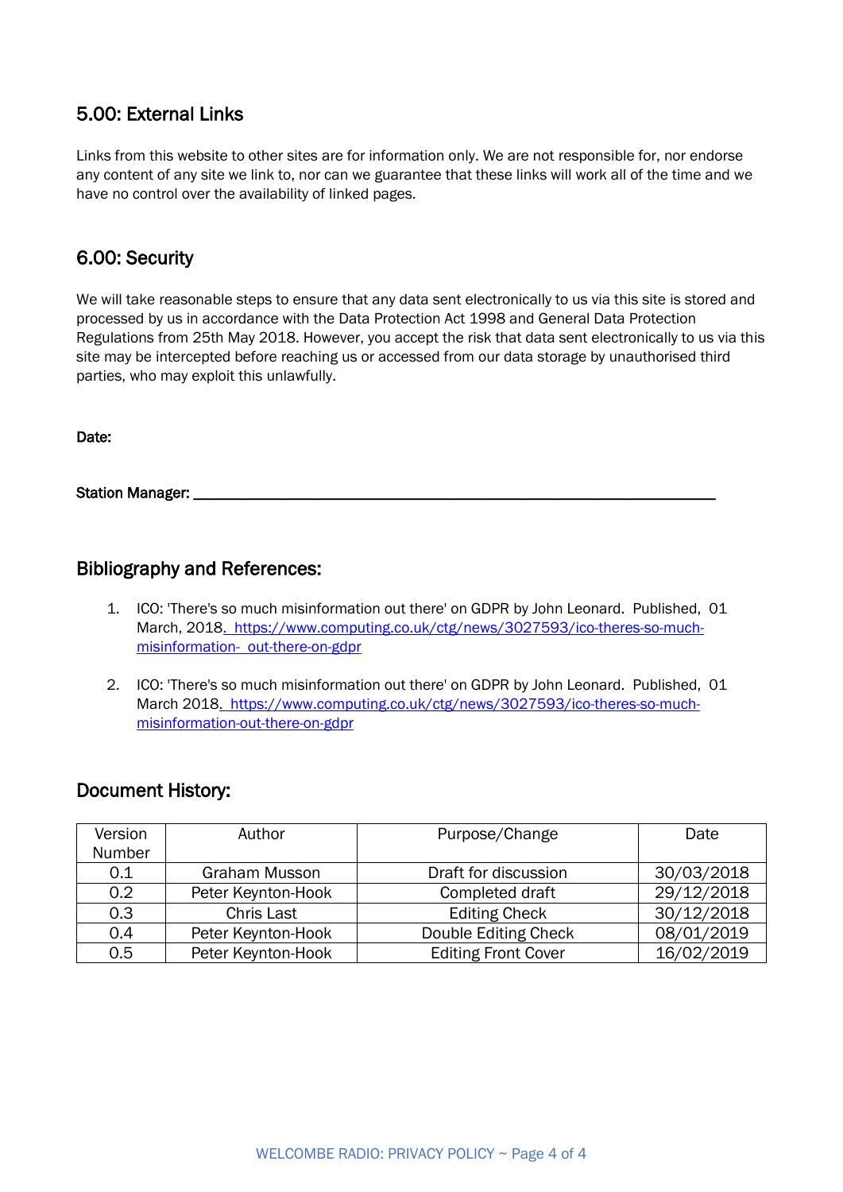## 5.00: External Links

Links from this website to other sites are for information only. We are not responsible for, nor endorse any content of any site we link to, nor can we guarantee that these links will work all of the time and we have no control over the availability of linked pages.

## 6.00: Security

We will take reasonable steps to ensure that any data sent electronically to us via this site is stored and processed by us in accordance with the Data Protection Act 1998 and General Data Protection Regulations from 25th May 2018. However, you accept the risk that data sent electronically to us via this site may be intercepted before reaching us or accessed from our data storage by unauthorised third parties, who may exploit this unlawfully.

**Date:**

**Station Manager:** ___________________________________________________________

## Bibliography and References:

1. ICO: 'There's so much misinformation out there' on GDPR by John Leonard. Published, 01 March, 2018. https://www.computing.co.uk/ctg/news/3027593/ico-theres-so-much-misinformation- out-there-on-gdpr

2. ICO: 'There's so much misinformation out there' on GDPR by John Leonard. Published, 01 March 2018. https://www.computing.co.uk/ctg/news/3027593/ico-theres-so-much-misinformation-out-there-on-gdpr

## Document History:

| Version Number | Author | Purpose/Change | Date |
|---|---|---|---|
| 0.1 | Graham Musson | Draft for discussion | 30/03/2018 |
| 0.2 | Peter Keynton-Hook | Completed draft | 29/12/2018 |
| 0.3 | Chris Last | Editing Check | 30/12/2018 |
| 0.4 | Peter Keynton-Hook | Double Editing Check | 08/01/2019 |
| 0.5 | Peter Keynton-Hook | Editing Front Cover | 16/02/2019 |